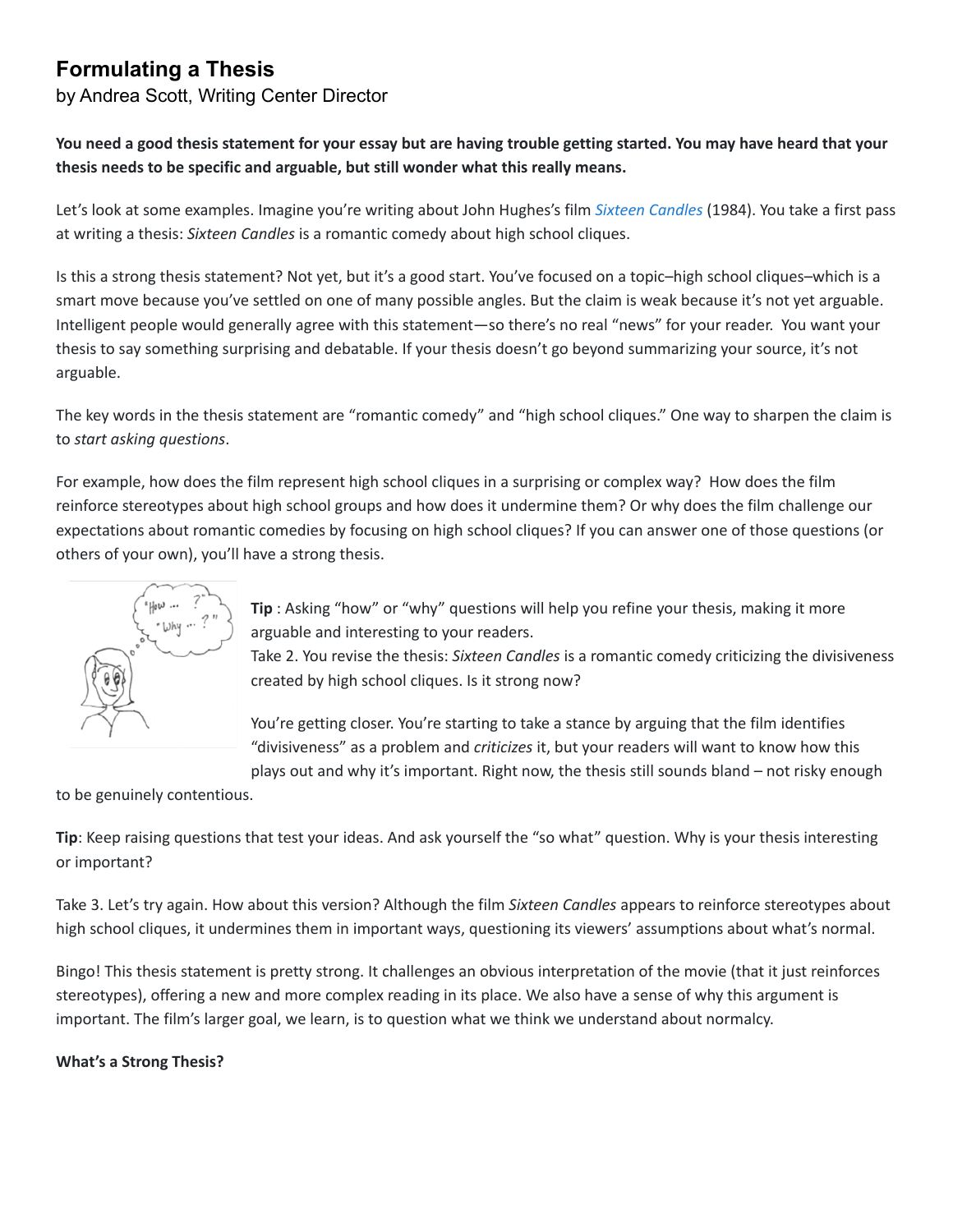# Formulating a Thesis

by Andrea Scott, Writing Center Director

**You need a good thesis statement for your essay but are having trouble getting started. You may have heard that your thesis needs to be specific and arguable, but still wonder what this really means.**

Let's look at some examples. Imagine you're writing about John Hughes's film *Sixteen Candles* (1984). You take a first pass at writing a thesis: *Sixteen Candles* is a romantic comedy about high school cliques.

Is this a strong thesis statement? Not yet, but it's a good start. You've focused on a topic–high school cliques–which is a smart move because you've settled on one of many possible angles. But the claim is weak because it's not yet arguable. Intelligent people would generally agree with this statement—so there's no real "news" for your reader. You want your thesis to say something surprising and debatable. If your thesis doesn't go beyond summarizing your source, it's not arguable.

The key words in the thesis statement are "romantic comedy" and "high school cliques." One way to sharpen the claim is to *start asking questions*.

For example, how does the film represent high school cliques in a surprising or complex way? How does the film reinforce stereotypes about high school groups and how does it undermine them? Or why does the film challenge our expectations about romantic comedies by focusing on high school cliques? If you can answer one of those questions (or others of your own), you'll have a strong thesis.

**Tip** : Asking "how" or "why" questions will help you refine your thesis, making it more arguable and interesting to your readers.

Take 2. You revise the thesis: *Sixteen Candles* is a romantic comedy criticizing the divisiveness created by high school cliques. Is it strong now?

You're getting closer. You're starting to take a stance by arguing that the film identifies "divisiveness" as a problem and *criticizes* it, but your readers will want to know how this plays out and why it's important. Right now, the thesis still sounds bland – not risky enough to be genuinely contentious.

**Tip**: Keep raising questions that test your ideas. And ask yourself the "so what" question. Why is your thesis interesting or important?

Take 3. Let's try again. How about this version? Although the film *Sixteen Candles* appears to reinforce stereotypes about high school cliques, it undermines them in important ways, questioning its viewers' assumptions about what's normal.

Bingo! This thesis statement is pretty strong. It challenges an obvious interpretation of the movie (that it just reinforces stereotypes), offering a new and more complex reading in its place. We also have a sense of why this argument is important. The film's larger goal, we learn, is to question what we think we understand about normalcy.

**What's a Strong Thesis?**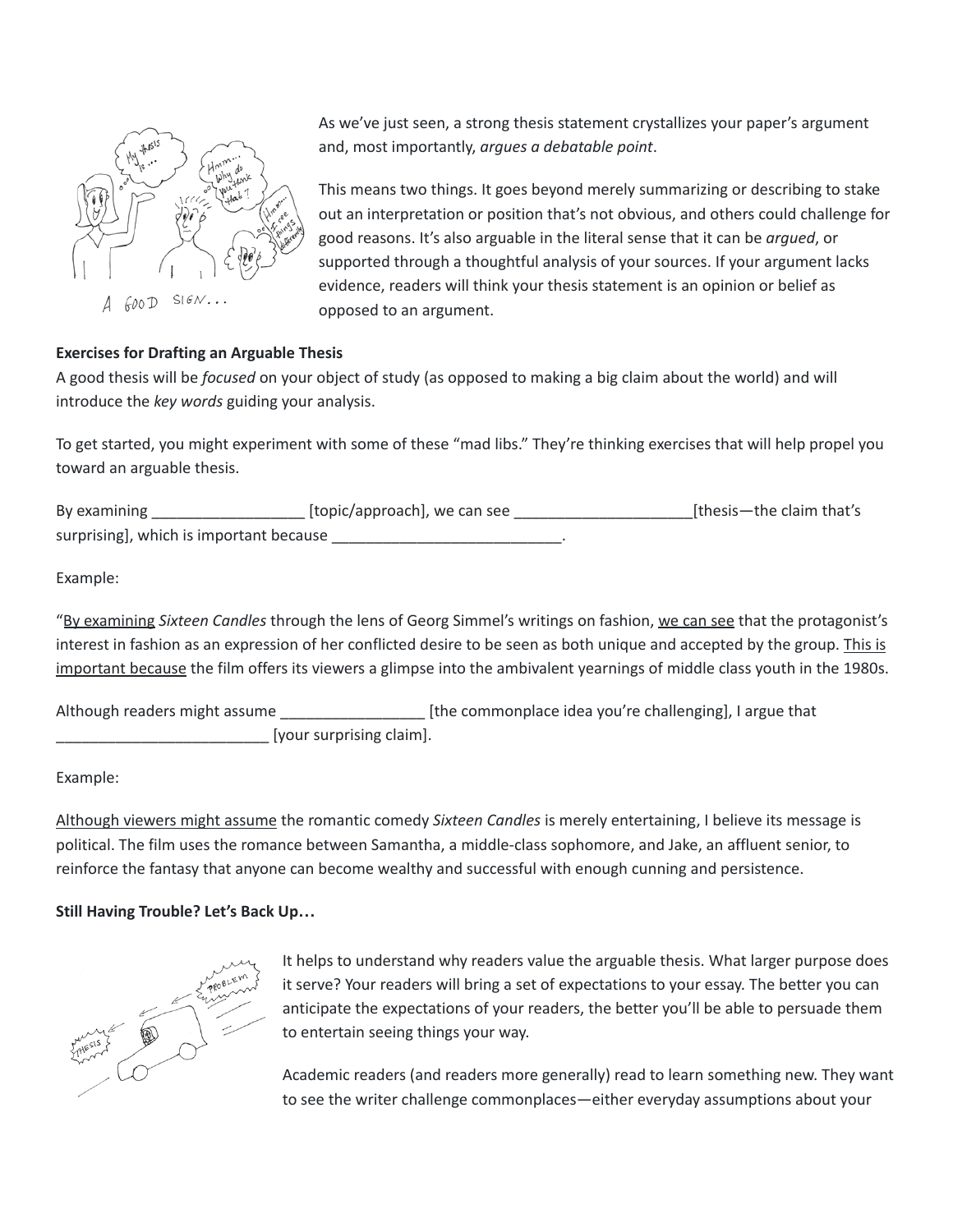As we've just seen, a strong thesis statement crystallizes your paper's argument and, most importantly, *argues a debatable point*.

This means two things. It goes beyond merely summarizing or describing to stake out an interpretation or position that's not obvious, and others could challenge for good reasons. It's also arguable in the literal sense that it can be *argued*, or supported through a thoughtful analysis of your sources. If your argument lacks evidence, readers will think your thesis statement is an opinion or belief as opposed to an argument.

**Exercises for Drafting an Arguable Thesis**

A good thesis will be *focused* on your object of study (as opposed to making a big claim about the world) and will introduce the *key words* guiding your analysis.

To get started, you might experiment with some of these "mad libs." They're thinking exercises that will help propel you toward an arguable thesis.

By examining __________________ [topic/approach], we can see _____________________[thesis—the claim that's surprising], which is important because ___________________________.

Example:

"<u>By examining</u> *Sixteen Candles* through the lens of Georg Simmel's writings on fashion, <u>we can see</u> that the protagonist's interest in fashion as an expression of her conflicted desire to be seen as both unique and accepted by the group. <u>This is important because</u> the film offers its viewers a glimpse into the ambivalent yearnings of middle class youth in the 1980s.

Although readers might assume _________________ [the commonplace idea you're challenging], I argue that _________________________ [your surprising claim].

Example:

<u>Although viewers might assume</u> the romantic comedy *Sixteen Candles* is merely entertaining, I believe its message is political. The film uses the romance between Samantha, a middle-class sophomore, and Jake, an affluent senior, to reinforce the fantasy that anyone can become wealthy and successful with enough cunning and persistence.

**Still Having Trouble? Let's Back Up…**

It helps to understand why readers value the arguable thesis. What larger purpose does it serve? Your readers will bring a set of expectations to your essay. The better you can anticipate the expectations of your readers, the better you'll be able to persuade them to entertain seeing things your way.

Academic readers (and readers more generally) read to learn something new. They want to see the writer challenge commonplaces—either everyday assumptions about your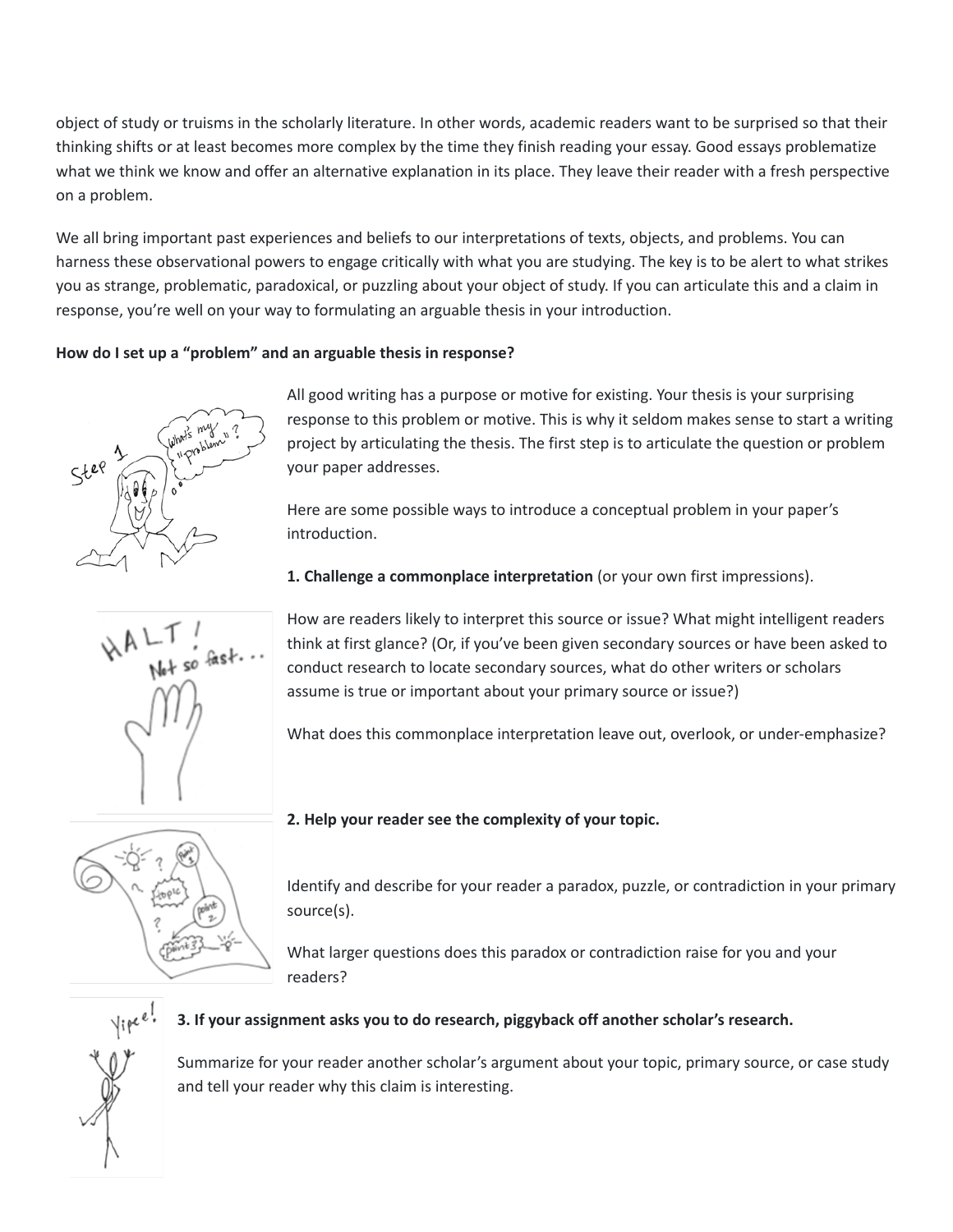object of study or truisms in the scholarly literature. In other words, academic readers want to be surprised so that their thinking shifts or at least becomes more complex by the time they finish reading your essay. Good essays problematize what we think we know and offer an alternative explanation in its place. They leave their reader with a fresh perspective on a problem.

We all bring important past experiences and beliefs to our interpretations of texts, objects, and problems. You can harness these observational powers to engage critically with what you are studying. The key is to be alert to what strikes you as strange, problematic, paradoxical, or puzzling about your object of study. If you can articulate this and a claim in response, you're well on your way to formulating an arguable thesis in your introduction.

**How do I set up a "problem" and an arguable thesis in response?**

All good writing has a purpose or motive for existing. Your thesis is your surprising response to this problem or motive. This is why it seldom makes sense to start a writing project by articulating the thesis. The first step is to articulate the question or problem your paper addresses.

Here are some possible ways to introduce a conceptual problem in your paper's introduction.

**1. Challenge a commonplace interpretation** (or your own first impressions).

How are readers likely to interpret this source or issue? What might intelligent readers think at first glance? (Or, if you've been given secondary sources or have been asked to conduct research to locate secondary sources, what do other writers or scholars assume is true or important about your primary source or issue?)

What does this commonplace interpretation leave out, overlook, or under-emphasize?

**2. Help your reader see the complexity of your topic.**

Identify and describe for your reader a paradox, puzzle, or contradiction in your primary source(s).

What larger questions does this paradox or contradiction raise for you and your readers?

**3. If your assignment asks you to do research, piggyback off another scholar's research.**

Summarize for your reader another scholar's argument about your topic, primary source, or case study and tell your reader why this claim is interesting.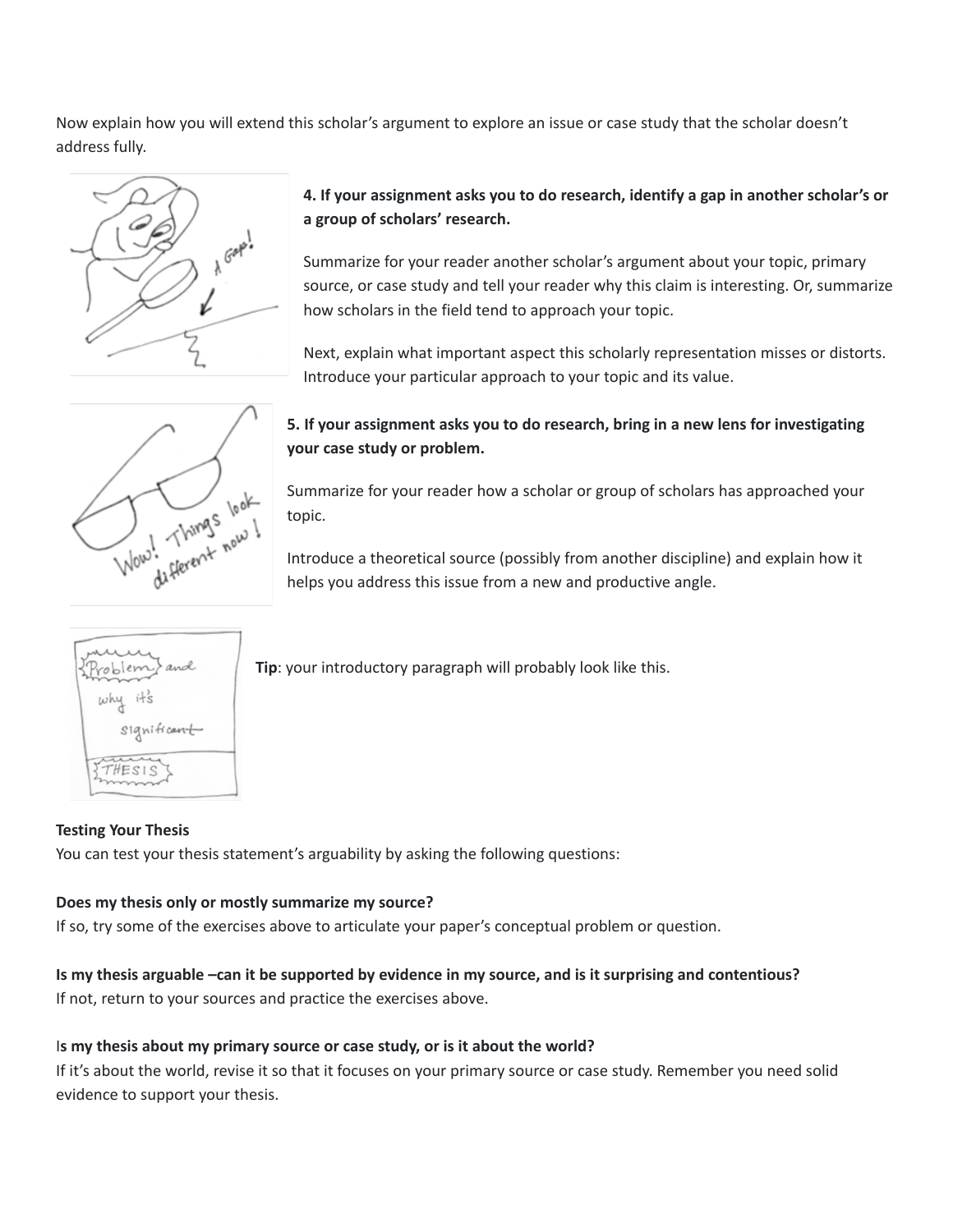Now explain how you will extend this scholar's argument to explore an issue or case study that the scholar doesn't address fully.

**4. If your assignment asks you to do research, identify a gap in another scholar's or a group of scholars' research.**

Summarize for your reader another scholar's argument about your topic, primary source, or case study and tell your reader why this claim is interesting. Or, summarize how scholars in the field tend to approach your topic.

Next, explain what important aspect this scholarly representation misses or distorts. Introduce your particular approach to your topic and its value.

**5. If your assignment asks you to do research, bring in a new lens for investigating your case study or problem.**

Summarize for your reader how a scholar or group of scholars has approached your topic.

Introduce a theoretical source (possibly from another discipline) and explain how it helps you address this issue from a new and productive angle.

**Tip**: your introductory paragraph will probably look like this.

**Testing Your Thesis**

You can test your thesis statement's arguability by asking the following questions:

**Does my thesis only or mostly summarize my source?**

If so, try some of the exercises above to articulate your paper's conceptual problem or question.

**Is my thesis arguable –can it be supported by evidence in my source, and is it surprising and contentious?**

If not, return to your sources and practice the exercises above.

I**s my thesis about my primary source or case study, or is it about the world?**

If it's about the world, revise it so that it focuses on your primary source or case study. Remember you need solid evidence to support your thesis.